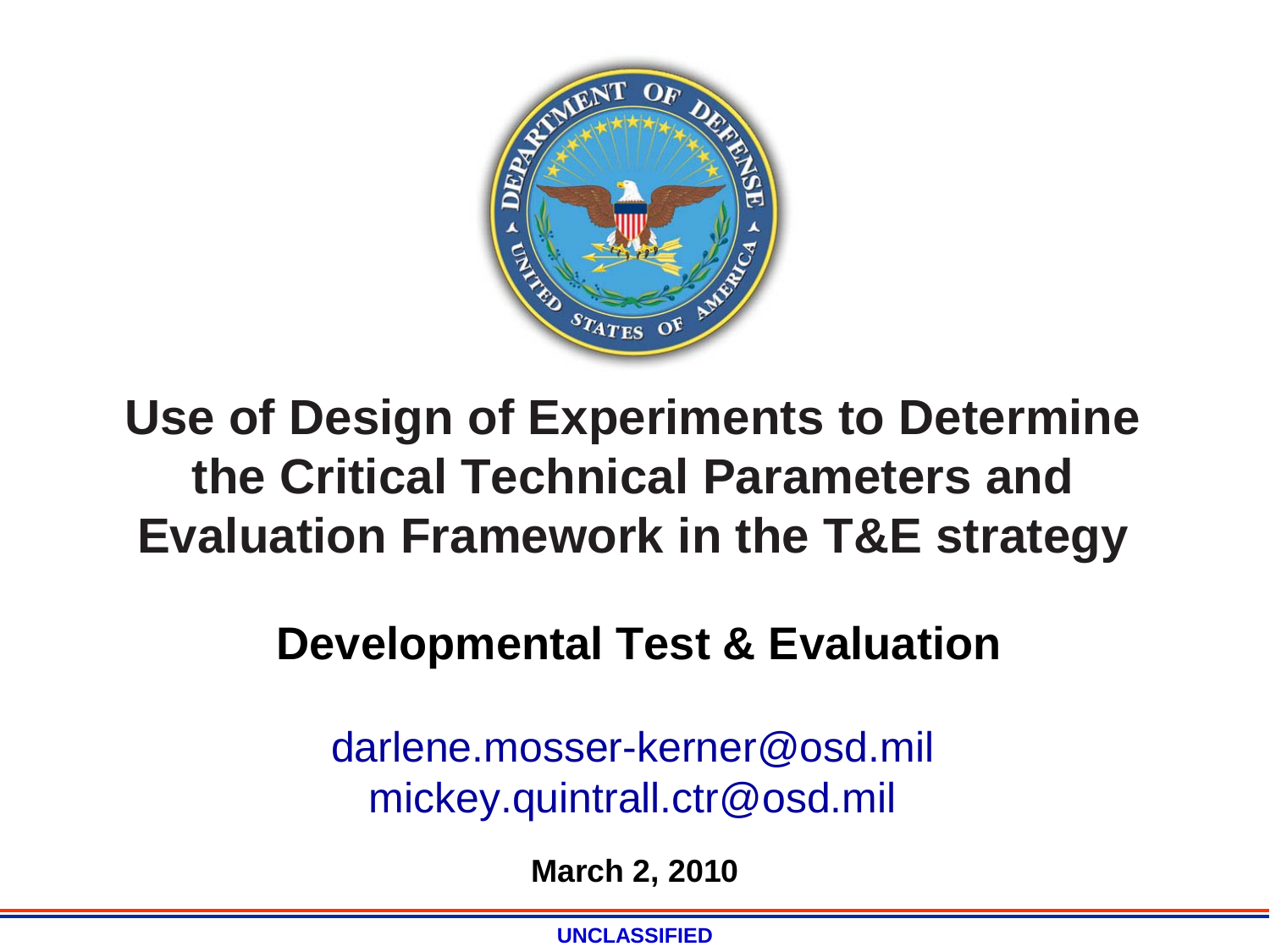# Use of Design of Experiments to Determine the Critical Technical Parameters and Evaluation Framework in the T&E strategy

## Developmental Test & Evaluation

darlene.mosser-kerner@osd.mil
mickey.quintrall.ctr@osd.mil

**March 2, 2010**

**UNCLASSIFIED**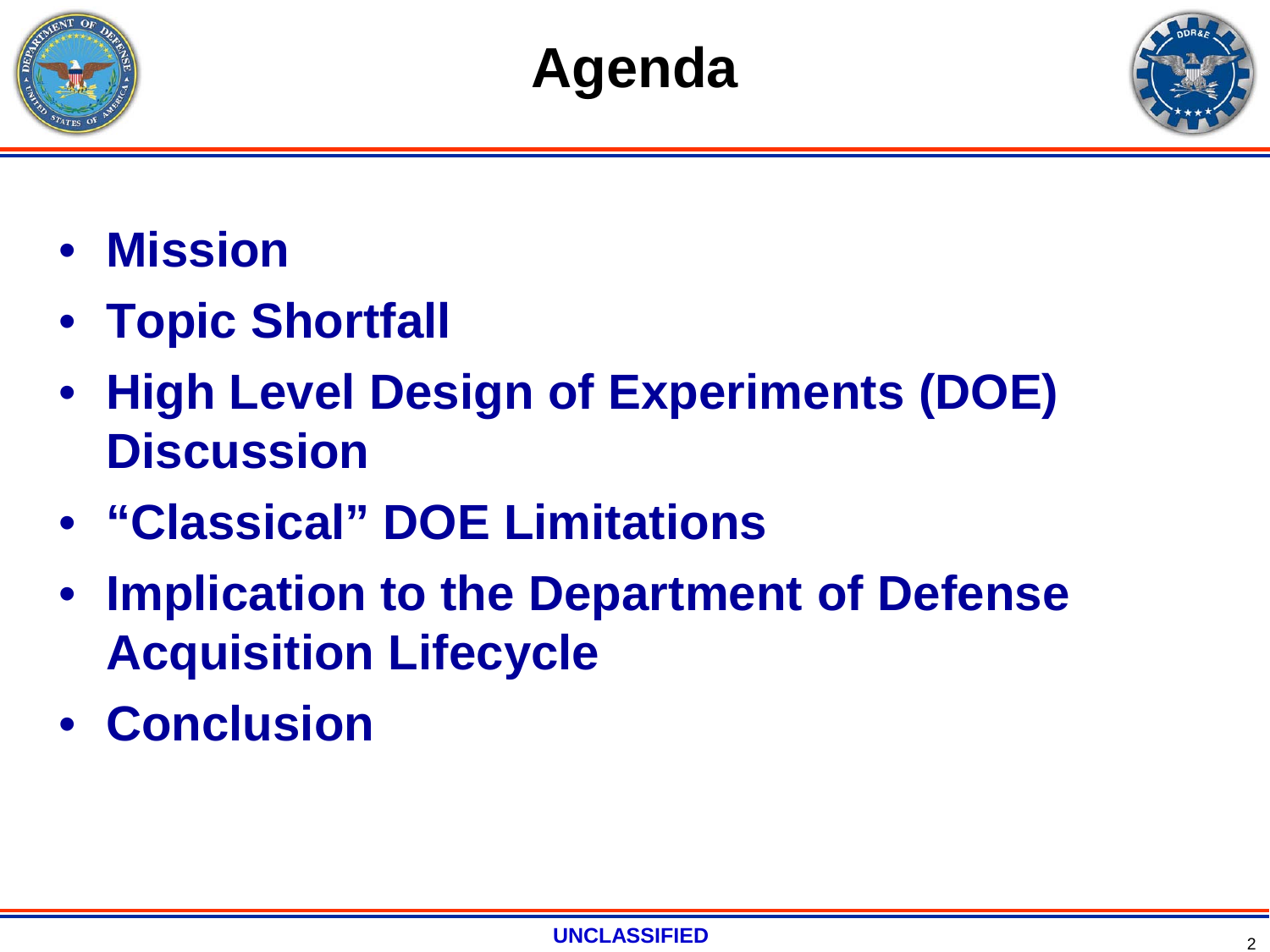# Agenda

- **Mission**
- **Topic Shortfall**
- **High Level Design of Experiments (DOE) Discussion**
- **“Classical” DOE Limitations**
- **Implication to the Department of Defense Acquisition Lifecycle**
- **Conclusion**

UNCLASSIFIED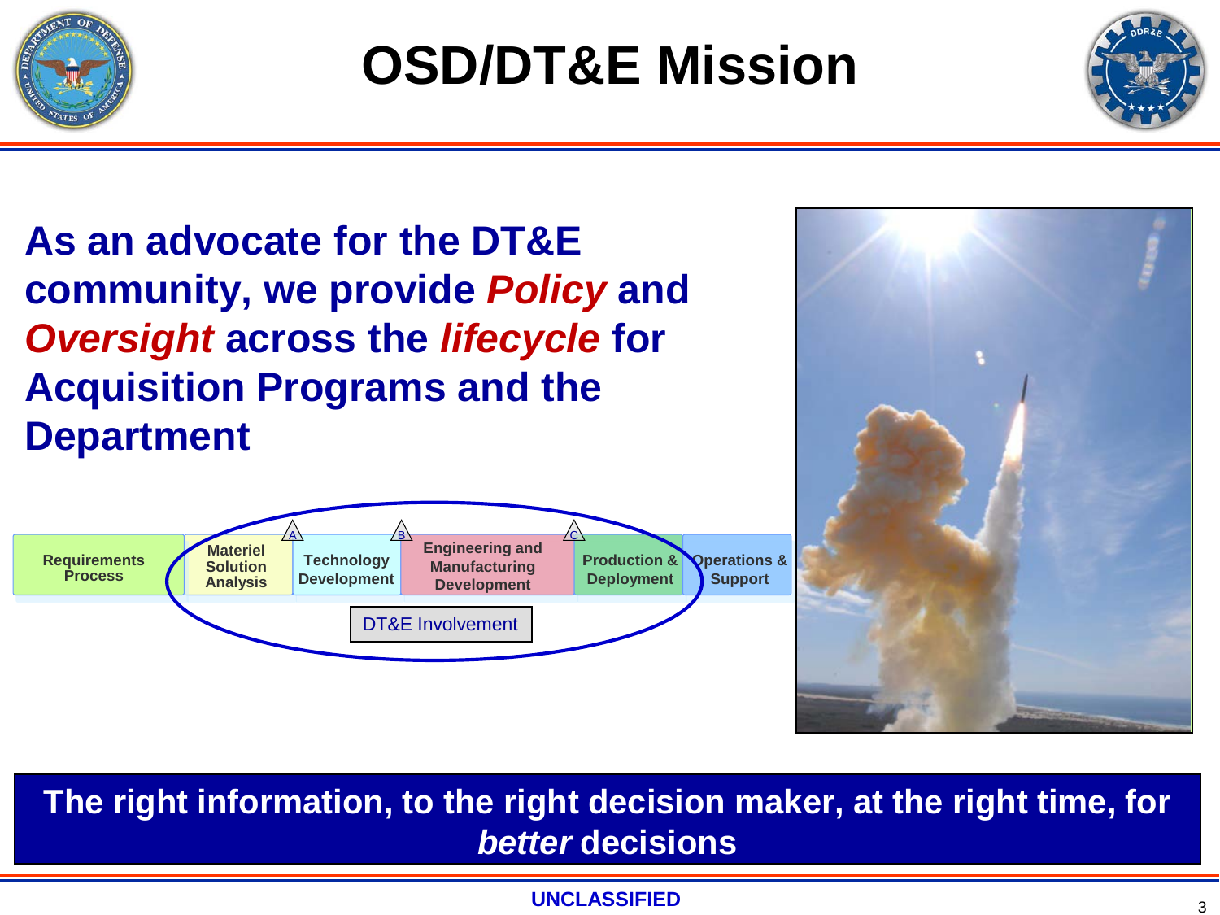# OSD/DT&E Mission

**As an advocate for the DT&E community, we provide *Policy* and *Oversight* across the *lifecycle* for Acquisition Programs and the Department**

Requirements Process | Materiel Solution Analysis | A | Technology Development | B | Engineering and Manufacturing Development | C | Production & Deployment | Operations & Support

DT&E Involvement

**The right information, to the right decision maker, at the right time, for *better* decisions**

UNCLASSIFIED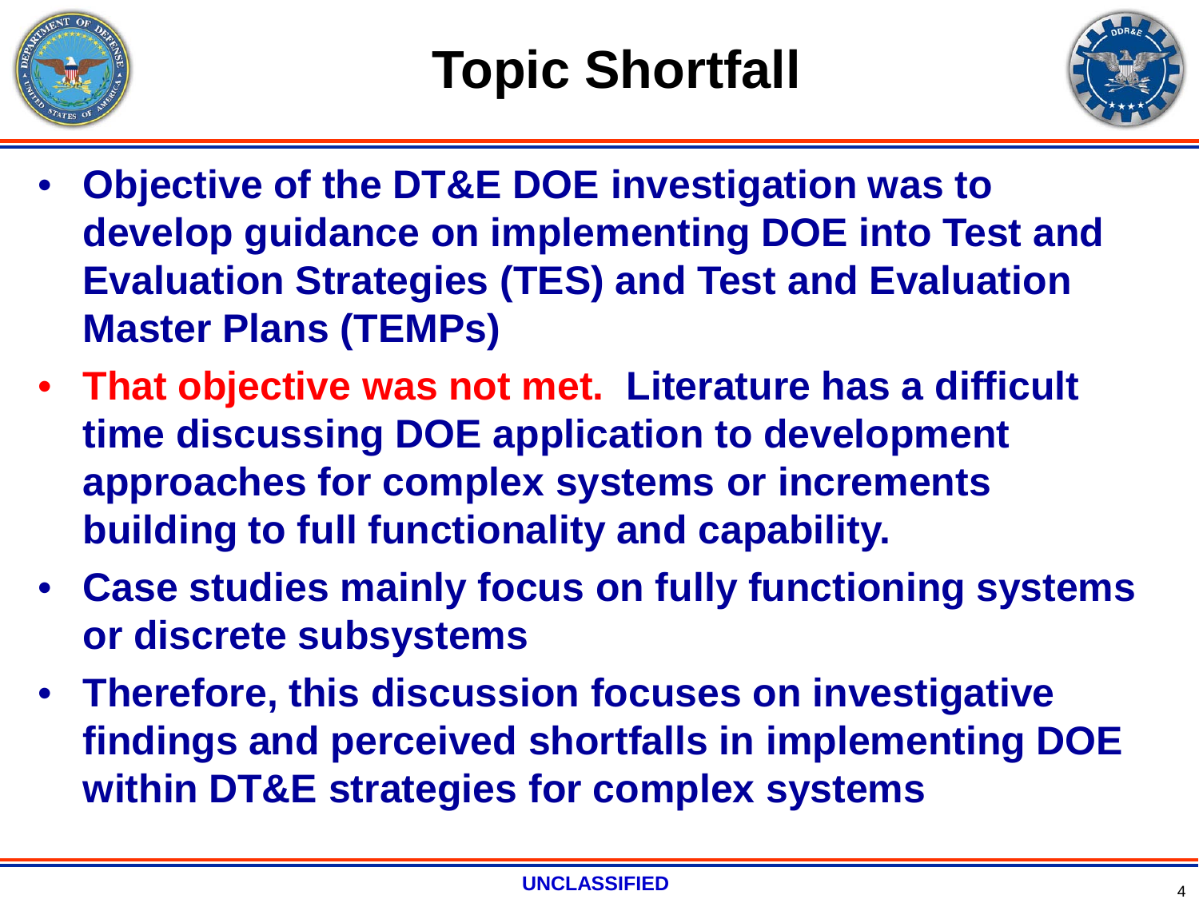# Topic Shortfall

- **Objective of the DT&E DOE investigation was to develop guidance on implementing DOE into Test and Evaluation Strategies (TES) and Test and Evaluation Master Plans (TEMPs)**
- **That objective was not met. Literature has a difficult time discussing DOE application to development approaches for complex systems or increments building to full functionality and capability.**
- **Case studies mainly focus on fully functioning systems or discrete subsystems**
- **Therefore, this discussion focuses on investigative findings and perceived shortfalls in implementing DOE within DT&E strategies for complex systems**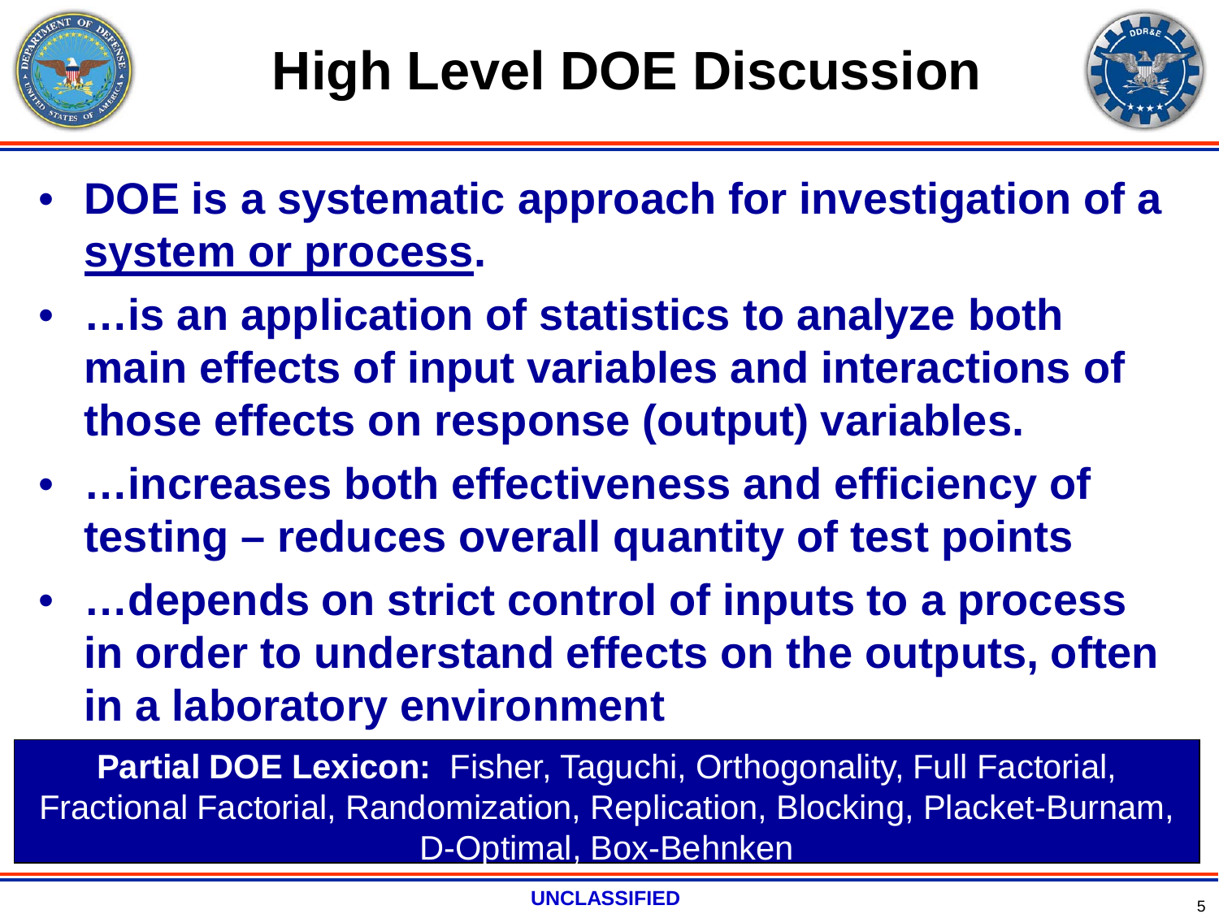# High Level DOE Discussion

- **DOE is a systematic approach for investigation of a <u>system or process</u>.**
- **…is an application of statistics to analyze both main effects of input variables and interactions of those effects on response (output) variables.**
- **…increases both effectiveness and efficiency of testing – reduces overall quantity of test points**
- **…depends on strict control of inputs to a process in order to understand effects on the outputs, often in a laboratory environment**

**Partial DOE Lexicon:** Fisher, Taguchi, Orthogonality, Full Factorial, Fractional Factorial, Randomization, Replication, Blocking, Placket-Burnam, D-Optimal, Box-Behnken

UNCLASSIFIED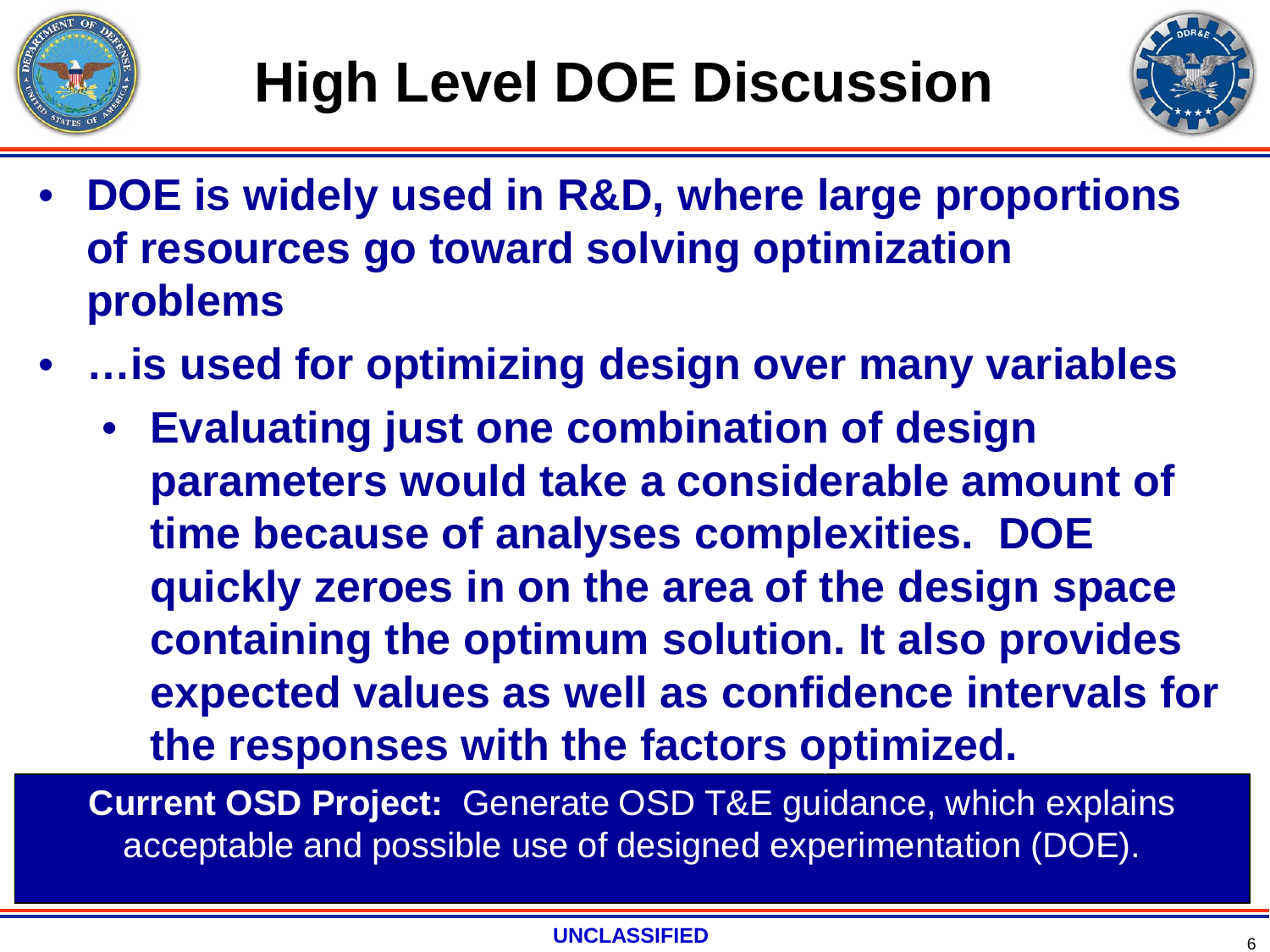# High Level DOE Discussion

- **DOE is widely used in R&D, where large proportions of resources go toward solving optimization problems**
- **…is used for optimizing design over many variables**
  - **Evaluating just one combination of design parameters would take a considerable amount of time because of analyses complexities. DOE quickly zeroes in on the area of the design space containing the optimum solution. It also provides expected values as well as confidence intervals for the responses with the factors optimized.**

**Current OSD Project:** Generate OSD T&E guidance, which explains acceptable and possible use of designed experimentation (DOE).

**UNCLASSIFIED**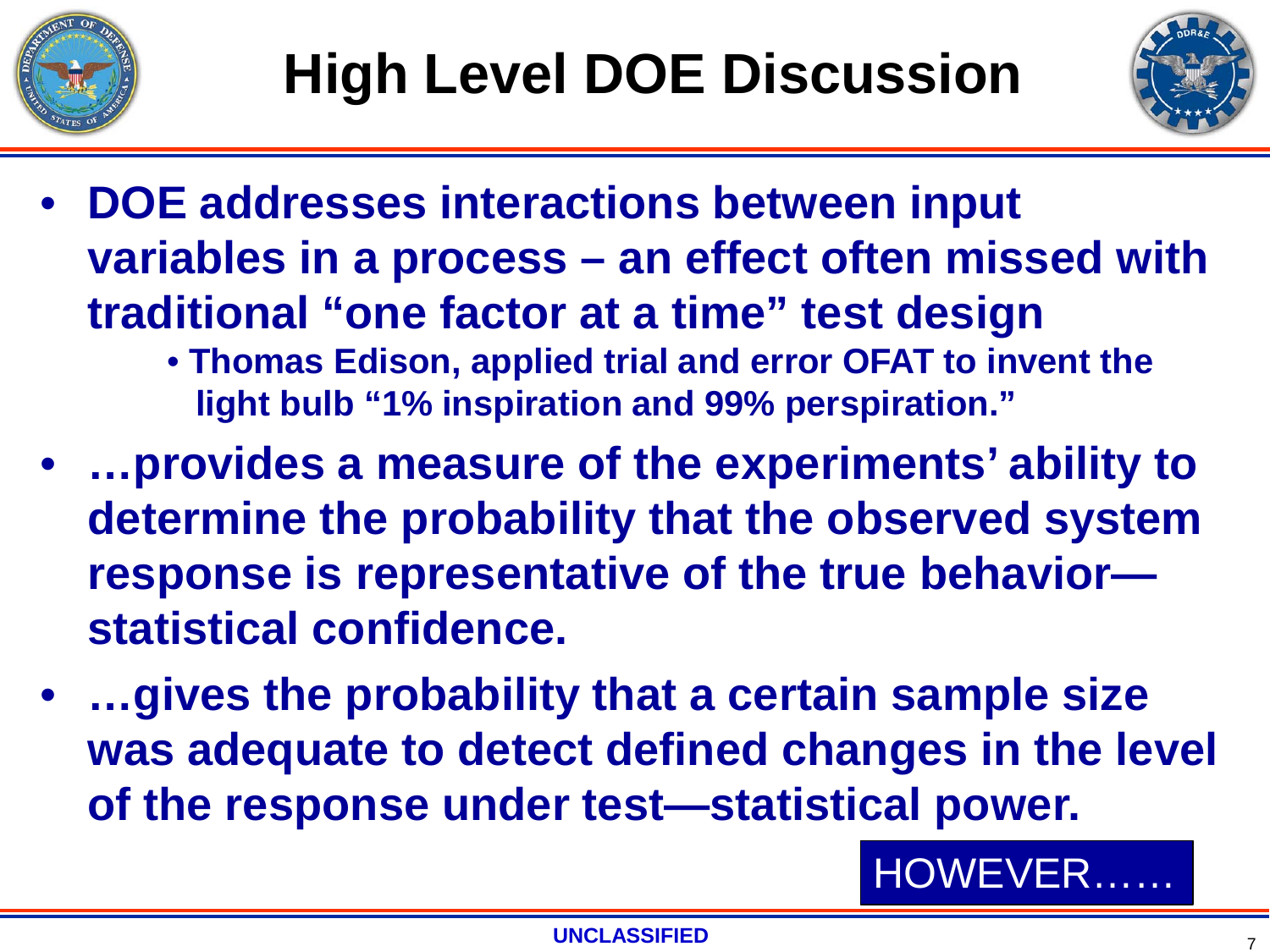# High Level DOE Discussion

- **DOE addresses interactions between input variables in a process – an effect often missed with traditional "one factor at a time" test design**
  - **Thomas Edison, applied trial and error OFAT to invent the light bulb "1% inspiration and 99% perspiration."**
- **…provides a measure of the experiments' ability to determine the probability that the observed system response is representative of the true behavior—statistical confidence.**
- **…gives the probability that a certain sample size was adequate to detect defined changes in the level of the response under test—statistical power.**

HOWEVER……

UNCLASSIFIED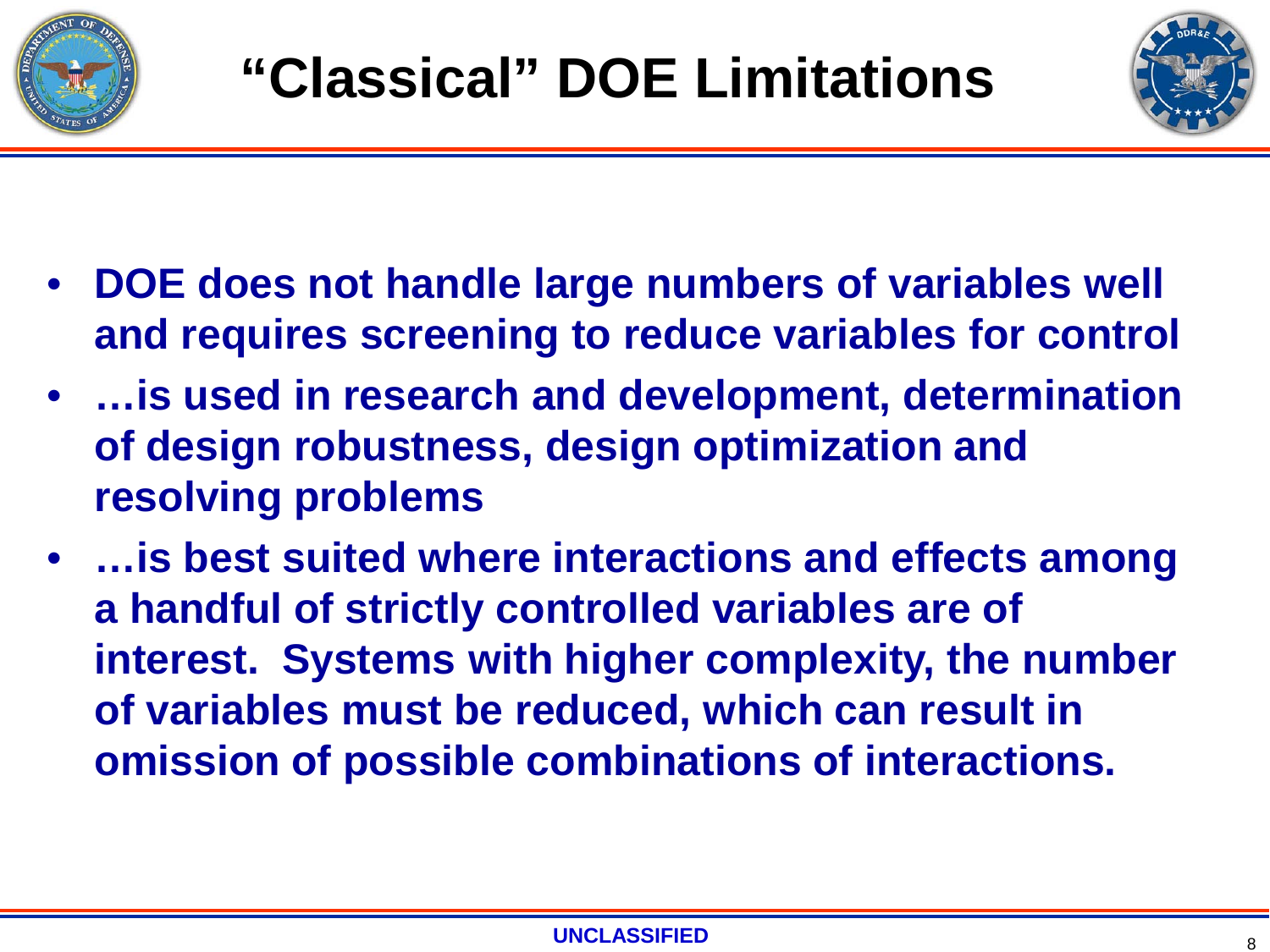# "Classical" DOE Limitations

- DOE does not handle large numbers of variables well and requires screening to reduce variables for control
- …is used in research and development, determination of design robustness, design optimization and resolving problems
- …is best suited where interactions and effects among a handful of strictly controlled variables are of interest. Systems with higher complexity, the number of variables must be reduced, which can result in omission of possible combinations of interactions.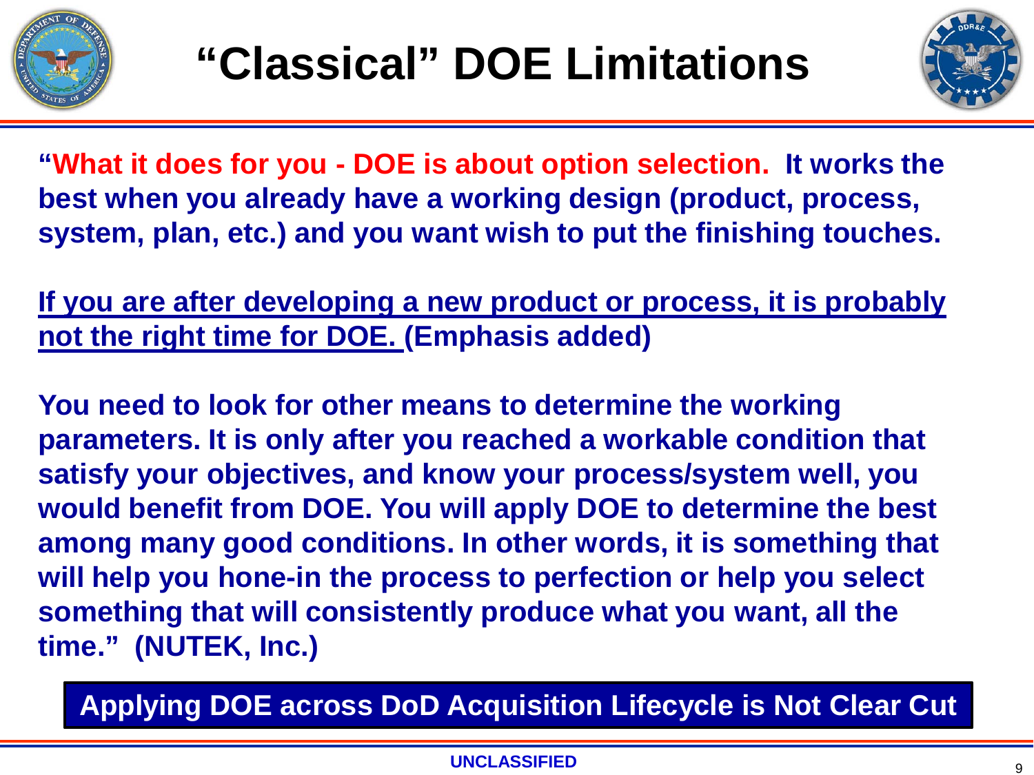# "Classical" DOE Limitations

**"What it does for you - DOE is about option selection. It works the best when you already have a working design (product, process, system, plan, etc.) and you want wish to put the finishing touches.**

**<u>If you are after developing a new product or process, it is probably not the right time for DOE.</u> (Emphasis added)**

**You need to look for other means to determine the working parameters. It is only after you reached a workable condition that satisfy your objectives, and know your process/system well, you would benefit from DOE. You will apply DOE to determine the best among many good conditions. In other words, it is something that will help you hone-in the process to perfection or help you select something that will consistently produce what you want, all the time." (NUTEK, Inc.)**

**Applying DOE across DoD Acquisition Lifecycle is Not Clear Cut**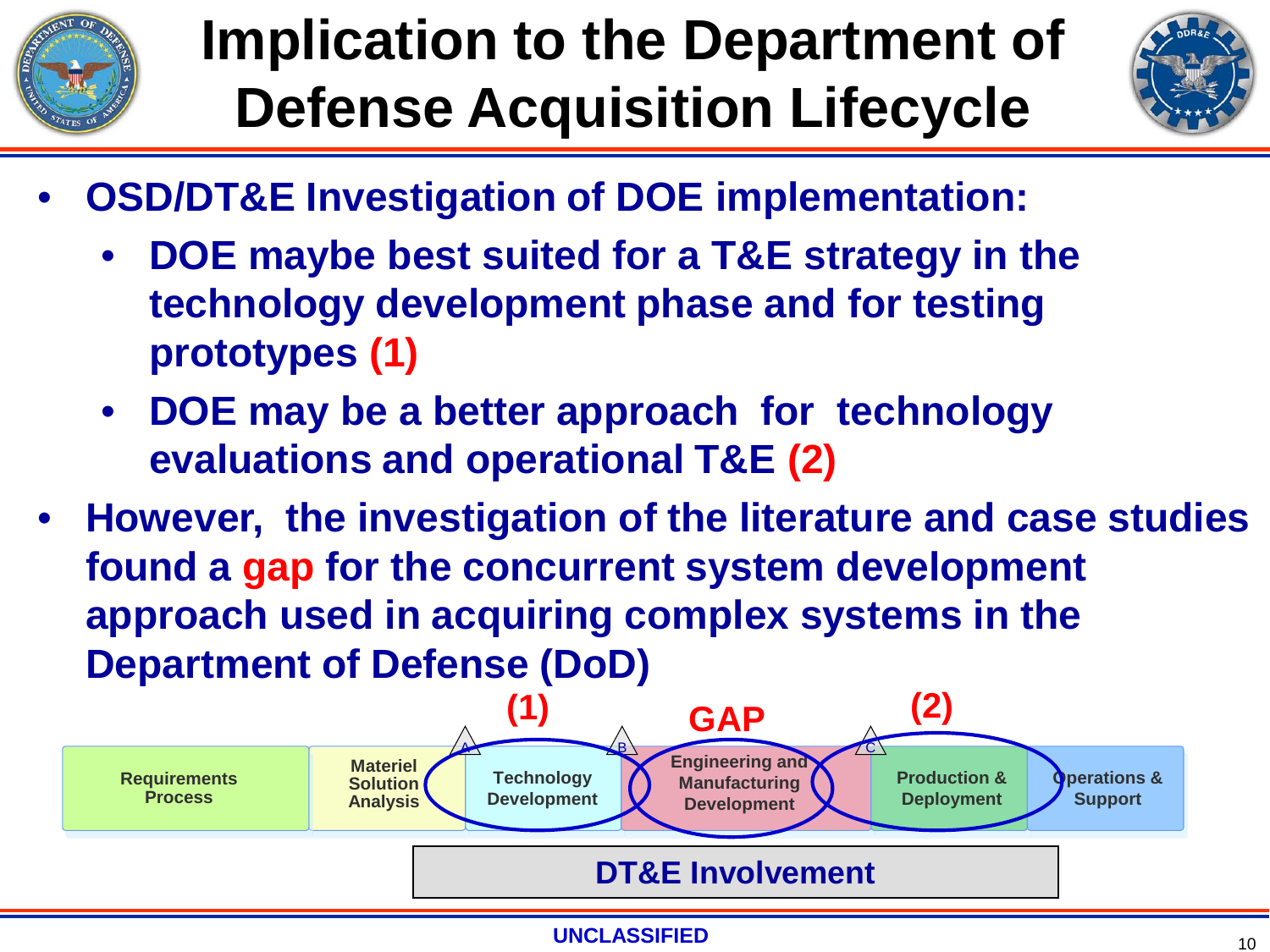# Implication to the Department of Defense Acquisition Lifecycle

- **OSD/DT&E Investigation of DOE implementation:**
  - **DOE maybe best suited for a T&E strategy in the technology development phase and for testing prototypes (1)**
  - **DOE may be a better approach for technology evaluations and operational T&E (2)**
- **However, the investigation of the literature and case studies found a gap for the concurrent system development approach used in acquiring complex systems in the Department of Defense (DoD)**

| Requirements Process | Materiel Solution Analysis | Technology Development | Engineering and Manufacturing Development | Production & Deployment | Operations & Support |
|---|---|---|---|---|---|
| | | (1) | GAP | (2) | |

Milestones: A (before Technology Development), B (before Engineering and Manufacturing Development), C (before Production & Deployment)

**DT&E Involvement**

**UNCLASSIFIED**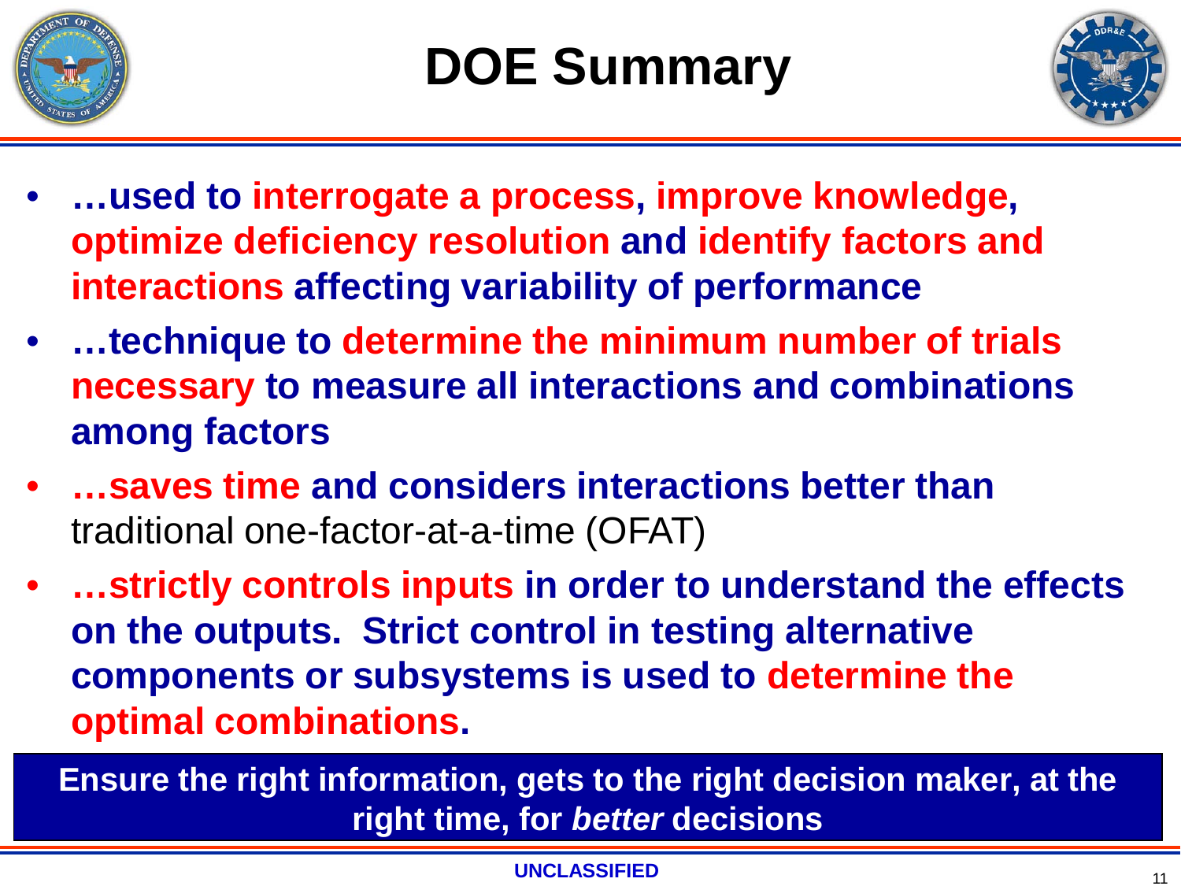# DOE Summary

- **…used to interrogate a process, improve knowledge, optimize deficiency resolution and identify factors and interactions affecting variability of performance**
- **…technique to determine the minimum number of trials necessary to measure all interactions and combinations among factors**
- **…saves time and considers interactions better than** traditional one-factor-at-a-time (OFAT)
- **…strictly controls inputs in order to understand the effects on the outputs. Strict control in testing alternative components or subsystems is used to determine the optimal combinations.**

**Ensure the right information, gets to the right decision maker, at the right time, for *better* decisions**

UNCLASSIFIED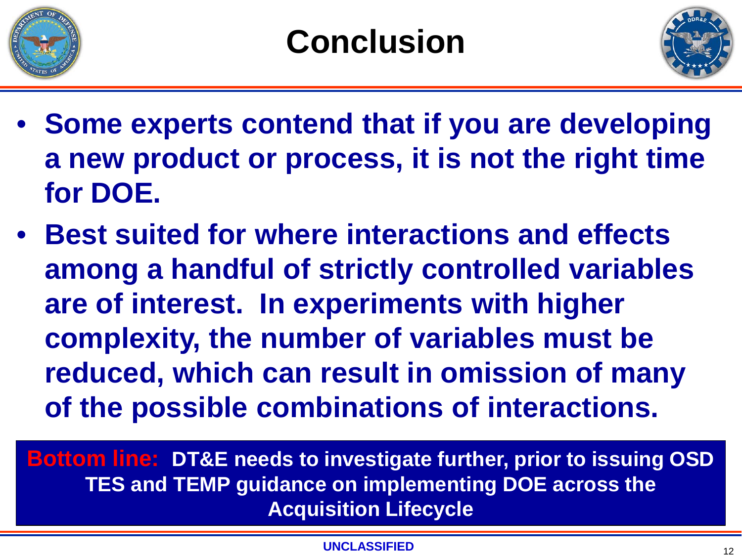# Conclusion

- **Some experts contend that if you are developing a new product or process, it is not the right time for DOE.**
- **Best suited for where interactions and effects among a handful of strictly controlled variables are of interest. In experiments with higher complexity, the number of variables must be reduced, which can result in omission of many of the possible combinations of interactions.**

**Bottom line: DT&E needs to investigate further, prior to issuing OSD TES and TEMP guidance on implementing DOE across the Acquisition Lifecycle**

UNCLASSIFIED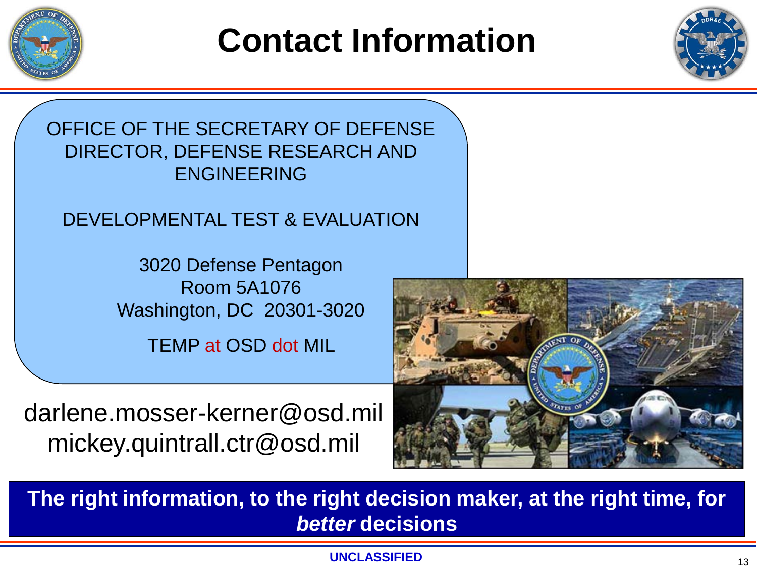# Contact Information

OFFICE OF THE SECRETARY OF DEFENSE
DIRECTOR, DEFENSE RESEARCH AND ENGINEERING

DEVELOPMENTAL TEST & EVALUATION

3020 Defense Pentagon
Room 5A1076
Washington, DC 20301-3020

TEMP at OSD dot MIL

darlene.mosser-kerner@osd.mil
mickey.quintrall.ctr@osd.mil

**The right information, to the right decision maker, at the right time, for *better* decisions**

**UNCLASSIFIED**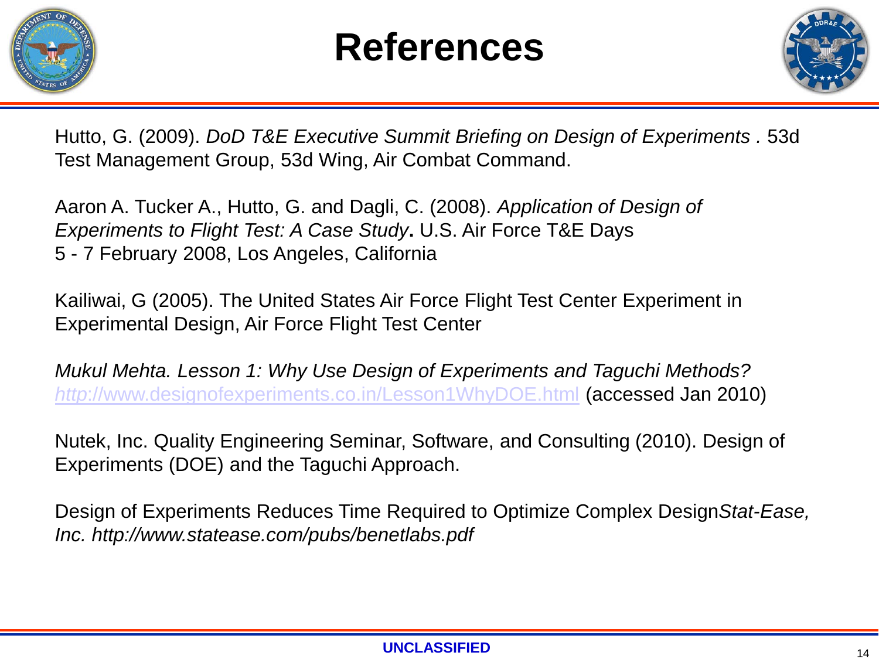# References

Hutto, G. (2009). *DoD T&E Executive Summit Briefing on Design of Experiments .* 53d Test Management Group, 53d Wing, Air Combat Command.

Aaron A. Tucker A., Hutto, G. and Dagli, C. (2008). *Application of Design of Experiments to Flight Test: A Case Study***.** U.S. Air Force T&E Days 5 - 7 February 2008, Los Angeles, California

Kailiwai, G (2005). The United States Air Force Flight Test Center Experiment in Experimental Design, Air Force Flight Test Center

*Mukul Mehta. Lesson 1: Why Use Design of Experiments and Taguchi Methods?* *http*://www.designofexperiments.co.in/Lesson1WhyDOE.html (accessed Jan 2010)

Nutek, Inc. Quality Engineering Seminar, Software, and Consulting (2010). Design of Experiments (DOE) and the Taguchi Approach.

Design of Experiments Reduces Time Required to Optimize Complex Design*Stat-Ease, Inc. http://www.statease.com/pubs/benetlabs.pdf*

UNCLASSIFIED